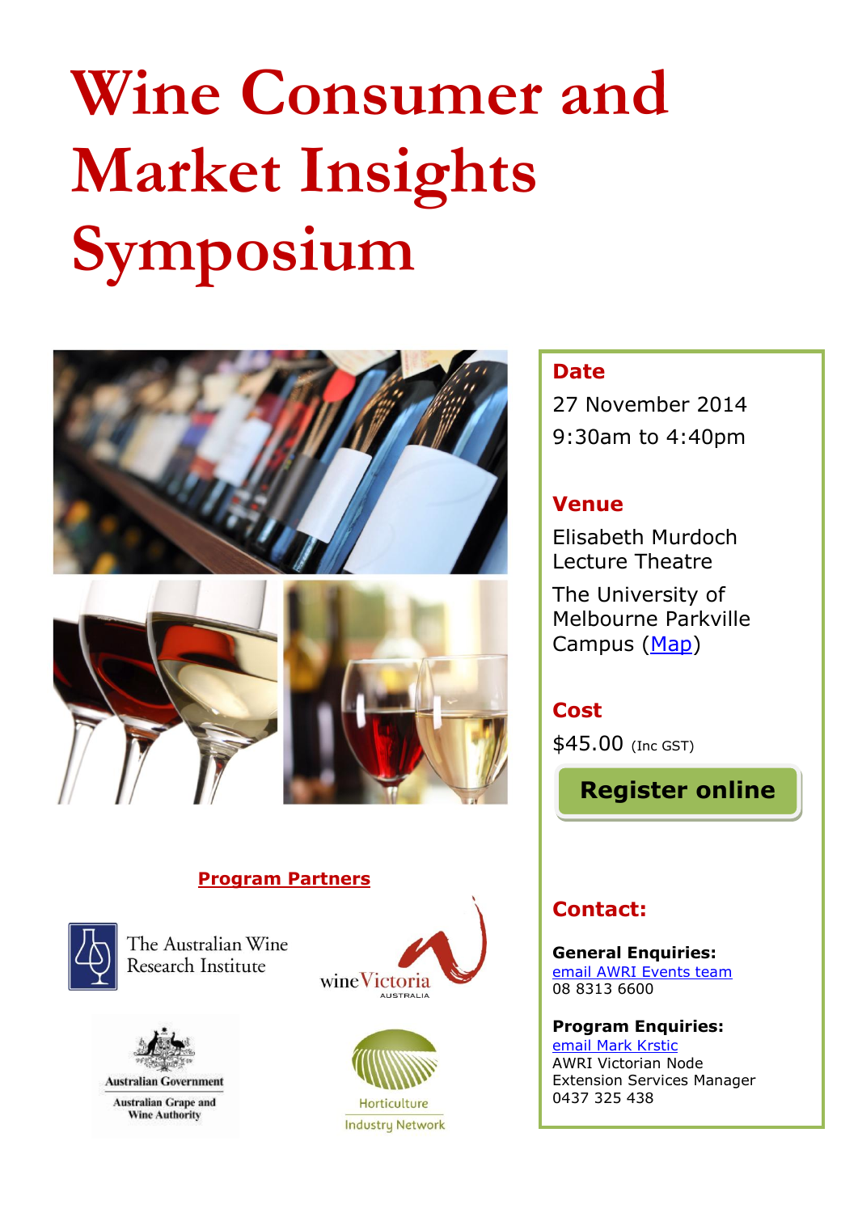# Wine Consumer and Market Insights Symposium

## Date

27 November 2014

9:30am to 4:40pm

## Venue

Elisabeth Murdoch Lecture Theatre

The University of Melbourne Parkville Campus (Map)

## Cost

$45.00 (Inc GST)

**Register online**

## Program Partners

The Australian Wine Research Institute

wineVictoria AUSTRALIA

Australian Government – Australian Grape and Wine Authority

Horticulture Industry Network

## Contact:

**General Enquiries:**
email AWRI Events team
08 8313 6600

**Program Enquiries:**
email Mark Krstic
AWRI Victorian Node
Extension Services Manager
0437 325 438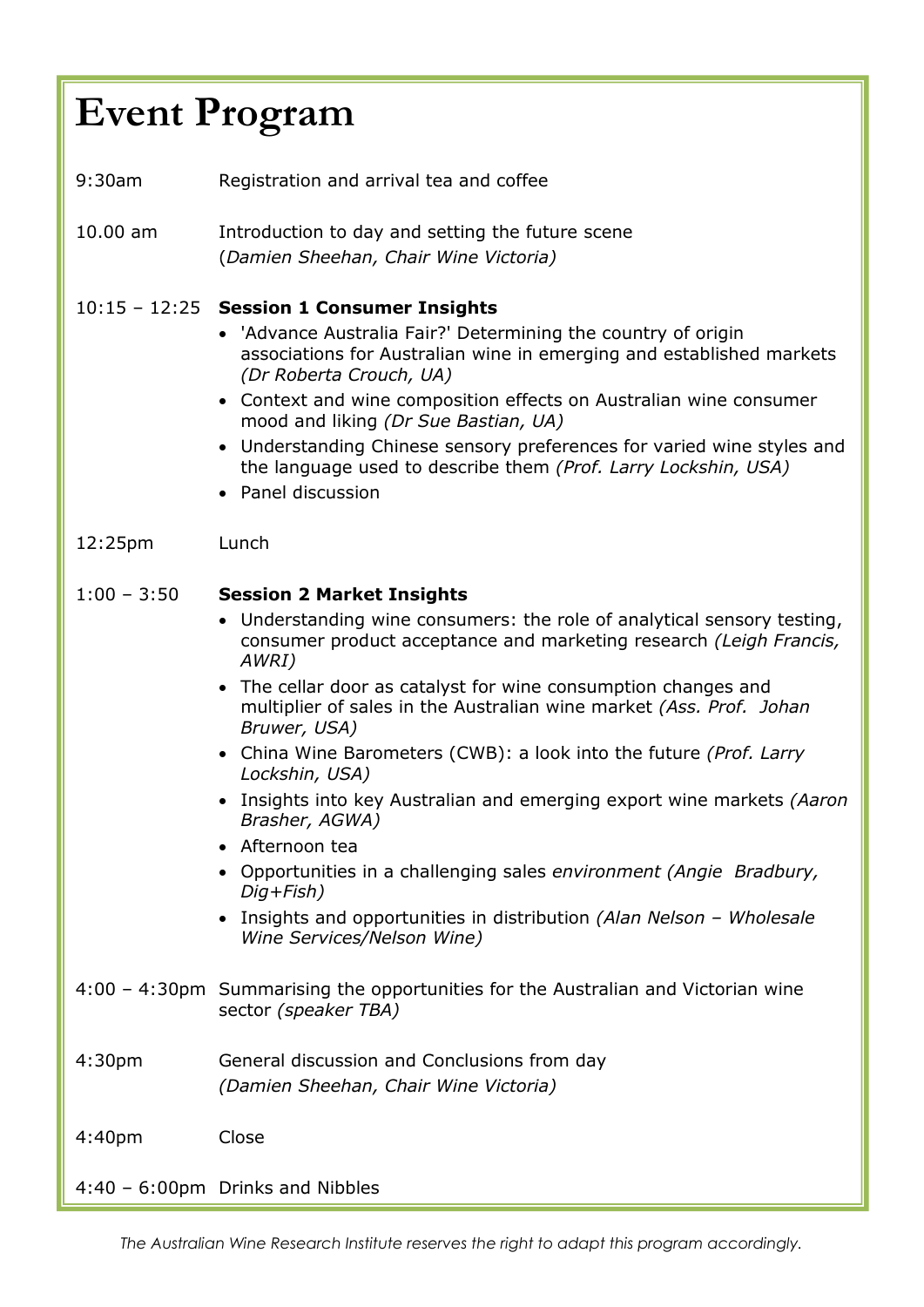# Event Program

| | |
|---|---|
| 9:30am | Registration and arrival tea and coffee |
| 10.00 am | Introduction to day and setting the future scene<br>(*Damien Sheehan, Chair Wine Victoria)* |
| 10:15 – 12:25 | **Session 1 Consumer Insights**<br>• 'Advance Australia Fair?' Determining the country of origin associations for Australian wine in emerging and established markets *(Dr Roberta Crouch, UA)*<br>• Context and wine composition effects on Australian wine consumer mood and liking *(Dr Sue Bastian, UA)*<br>• Understanding Chinese sensory preferences for varied wine styles and the language used to describe them *(Prof. Larry Lockshin, USA)*<br>• Panel discussion |
| 12:25pm | Lunch |
| 1:00 – 3:50 | **Session 2 Market Insights**<br>• Understanding wine consumers: the role of analytical sensory testing, consumer product acceptance and marketing research *(Leigh Francis, AWRI)*<br>• The cellar door as catalyst for wine consumption changes and multiplier of sales in the Australian wine market *(Ass. Prof. Johan Bruwer, USA)*<br>• China Wine Barometers (CWB): a look into the future *(Prof. Larry Lockshin, USA)*<br>• Insights into key Australian and emerging export wine markets *(Aaron Brasher, AGWA)*<br>• Afternoon tea<br>• Opportunities in a challenging sales *environment (Angie Bradbury, Dig+Fish)*<br>• Insights and opportunities in distribution *(Alan Nelson – Wholesale Wine Services/Nelson Wine)* |
| 4:00 – 4:30pm | Summarising the opportunities for the Australian and Victorian wine sector *(speaker TBA)* |
| 4:30pm | General discussion and Conclusions from day<br>*(Damien Sheehan, Chair Wine Victoria)* |
| 4:40pm | Close |
| 4:40 – 6:00pm | Drinks and Nibbles |

*The Australian Wine Research Institute reserves the right to adapt this program accordingly.*